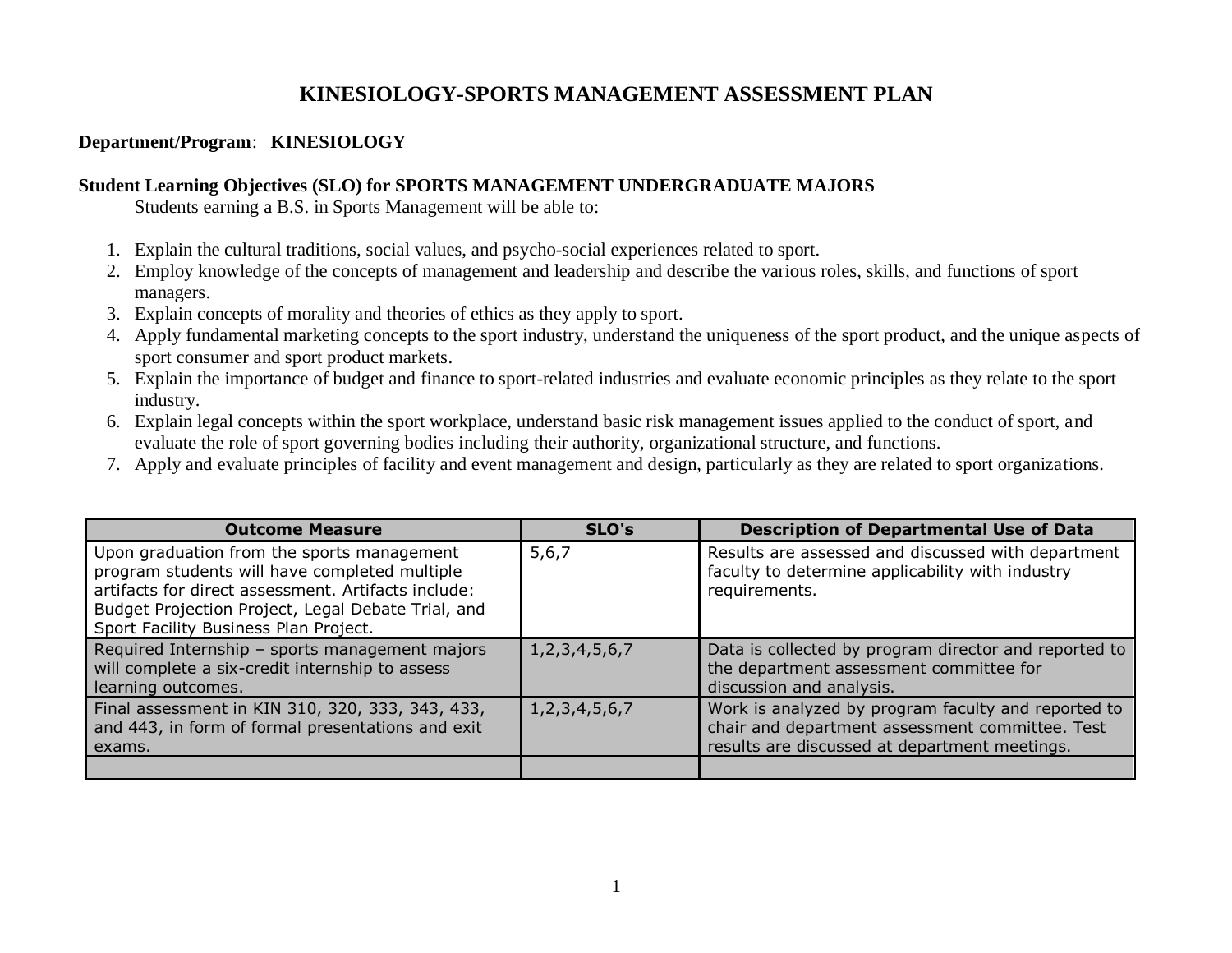# KINESIOLOGY-SPORTS MANAGEMENT ASSESSMENT PLAN

**Department/Program**: **KINESIOLOGY**

**Student Learning Objectives (SLO) for SPORTS MANAGEMENT UNDERGRADUATE MAJORS**

Students earning a B.S. in Sports Management will be able to:

1. Explain the cultural traditions, social values, and psycho-social experiences related to sport.
2. Employ knowledge of the concepts of management and leadership and describe the various roles, skills, and functions of sport managers.
3. Explain concepts of morality and theories of ethics as they apply to sport.
4. Apply fundamental marketing concepts to the sport industry, understand the uniqueness of the sport product, and the unique aspects of sport consumer and sport product markets.
5. Explain the importance of budget and finance to sport-related industries and evaluate economic principles as they relate to the sport industry.
6. Explain legal concepts within the sport workplace, understand basic risk management issues applied to the conduct of sport, and evaluate the role of sport governing bodies including their authority, organizational structure, and functions.
7. Apply and evaluate principles of facility and event management and design, particularly as they are related to sport organizations.

| Outcome Measure | SLO's | Description of Departmental Use of Data |
|---|---|---|
| Upon graduation from the sports management program students will have completed multiple artifacts for direct assessment. Artifacts include: Budget Projection Project, Legal Debate Trial, and Sport Facility Business Plan Project. | 5,6,7 | Results are assessed and discussed with department faculty to determine applicability with industry requirements. |
| Required Internship – sports management majors will complete a six-credit internship to assess learning outcomes. | 1,2,3,4,5,6,7 | Data is collected by program director and reported to the department assessment committee for discussion and analysis. |
| Final assessment in KIN 310, 320, 333, 343, 433, and 443, in form of formal presentations and exit exams. | 1,2,3,4,5,6,7 | Work is analyzed by program faculty and reported to chair and department assessment committee. Test results are discussed at department meetings. |
| | | |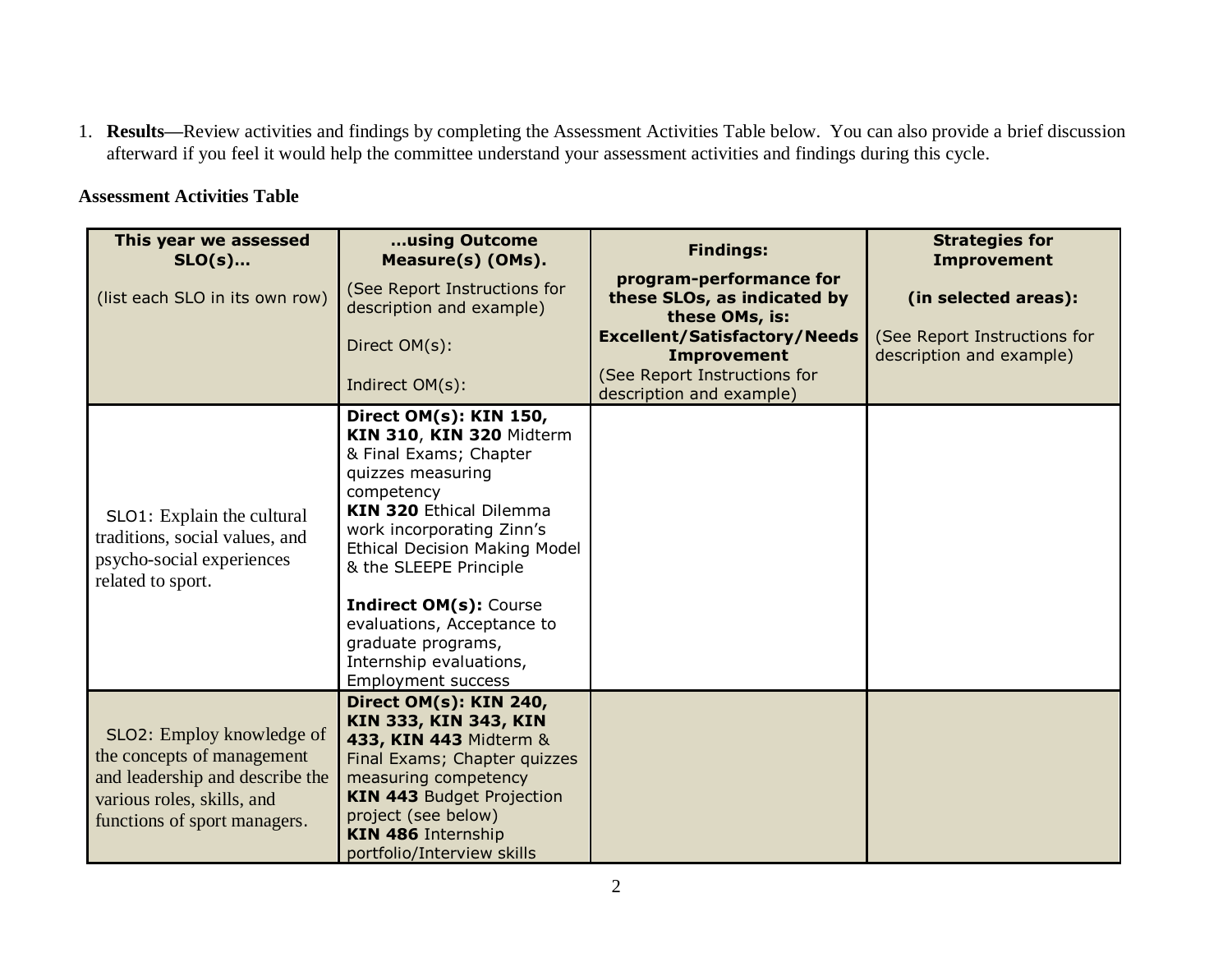1. **Results**—Review activities and findings by completing the Assessment Activities Table below. You can also provide a brief discussion afterward if you feel it would help the committee understand your assessment activities and findings during this cycle.

**Assessment Activities Table**

| **This year we assessed SLO(s)…**<br><br>(list each SLO in its own row) | **…using Outcome Measure(s) (OMs).**<br><br>(See Report Instructions for description and example)<br><br>Direct OM(s):<br><br>Indirect OM(s): | **Findings:**<br><br>**program-performance for these SLOs, as indicated by these OMs, is:**<br>**Excellent/Satisfactory/Needs Improvement**<br>(See Report Instructions for description and example) | **Strategies for Improvement**<br><br>**(in selected areas):**<br><br>(See Report Instructions for description and example) |
|---|---|---|---|
| SLO1: Explain the cultural traditions, social values, and psycho-social experiences related to sport. | **Direct OM(s): KIN 150, KIN 310**, **KIN 320** Midterm & Final Exams; Chapter quizzes measuring competency<br>**KIN 320** Ethical Dilemma work incorporating Zinn's Ethical Decision Making Model & the SLEEPE Principle<br><br>**Indirect OM(s):** Course evaluations, Acceptance to graduate programs, Internship evaluations, Employment success | | |
| SLO2: Employ knowledge of the concepts of management and leadership and describe the various roles, skills, and functions of sport managers. | **Direct OM(s): KIN 240, KIN 333, KIN 343, KIN 433, KIN 443** Midterm & Final Exams; Chapter quizzes measuring competency<br>**KIN 443** Budget Projection project (see below)<br>**KIN 486** Internship portfolio/Interview skills | | |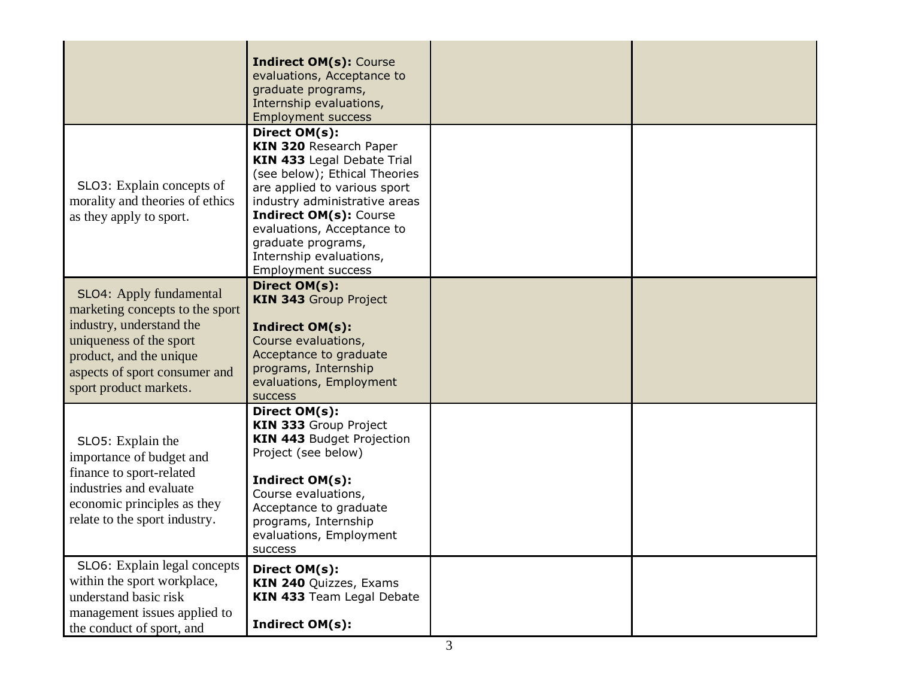| | | | |
|---|---|---|---|
| | **Indirect OM(s):** Course evaluations, Acceptance to graduate programs, Internship evaluations, Employment success | | |
| SLO3: Explain concepts of morality and theories of ethics as they apply to sport. | **Direct OM(s):**<br>**KIN 320** Research Paper<br>**KIN 433** Legal Debate Trial (see below); Ethical Theories are applied to various sport industry administrative areas<br>**Indirect OM(s):** Course evaluations, Acceptance to graduate programs, Internship evaluations, Employment success | | |
| SLO4: Apply fundamental marketing concepts to the sport industry, understand the uniqueness of the sport product, and the unique aspects of sport consumer and sport product markets. | **Direct OM(s):**<br>**KIN 343** Group Project<br><br>**Indirect OM(s):**<br>Course evaluations, Acceptance to graduate programs, Internship evaluations, Employment success | | |
| SLO5: Explain the importance of budget and finance to sport-related industries and evaluate economic principles as they relate to the sport industry. | **Direct OM(s):**<br>**KIN 333** Group Project<br>**KIN 443** Budget Projection Project (see below)<br><br>**Indirect OM(s):**<br>Course evaluations, Acceptance to graduate programs, Internship evaluations, Employment success | | |
| SLO6: Explain legal concepts within the sport workplace, understand basic risk management issues applied to the conduct of sport, and | **Direct OM(s):**<br>**KIN 240** Quizzes, Exams<br>**KIN 433** Team Legal Debate<br><br>**Indirect OM(s):** | | |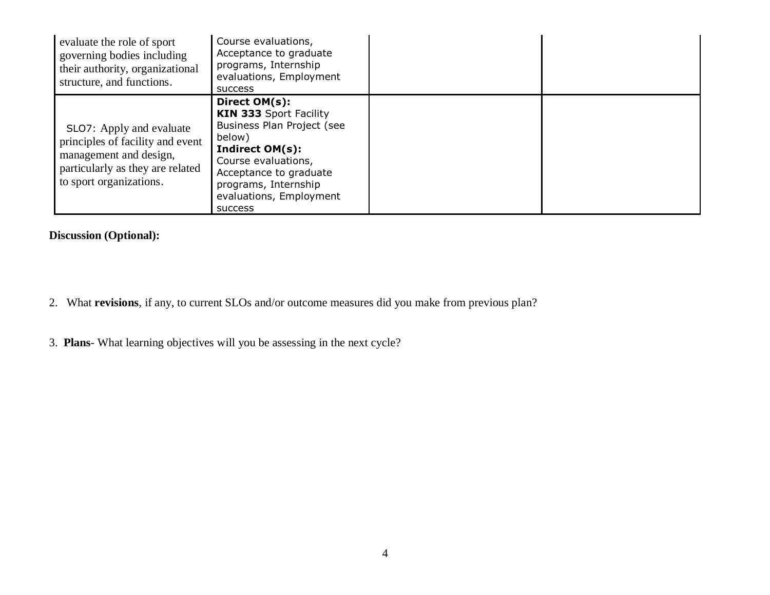| | | | |
|---|---|---|---|
| evaluate the role of sport governing bodies including their authority, organizational structure, and functions. | Course evaluations, Acceptance to graduate programs, Internship evaluations, Employment success | | |
| SLO7: Apply and evaluate principles of facility and event management and design, particularly as they are related to sport organizations. | **Direct OM(s):** **KIN 333** Sport Facility Business Plan Project (see below) **Indirect OM(s):** Course evaluations, Acceptance to graduate programs, Internship evaluations, Employment success | | |

**Discussion (Optional):**

2. What **revisions**, if any, to current SLOs and/or outcome measures did you make from previous plan?

3. **Plans**- What learning objectives will you be assessing in the next cycle?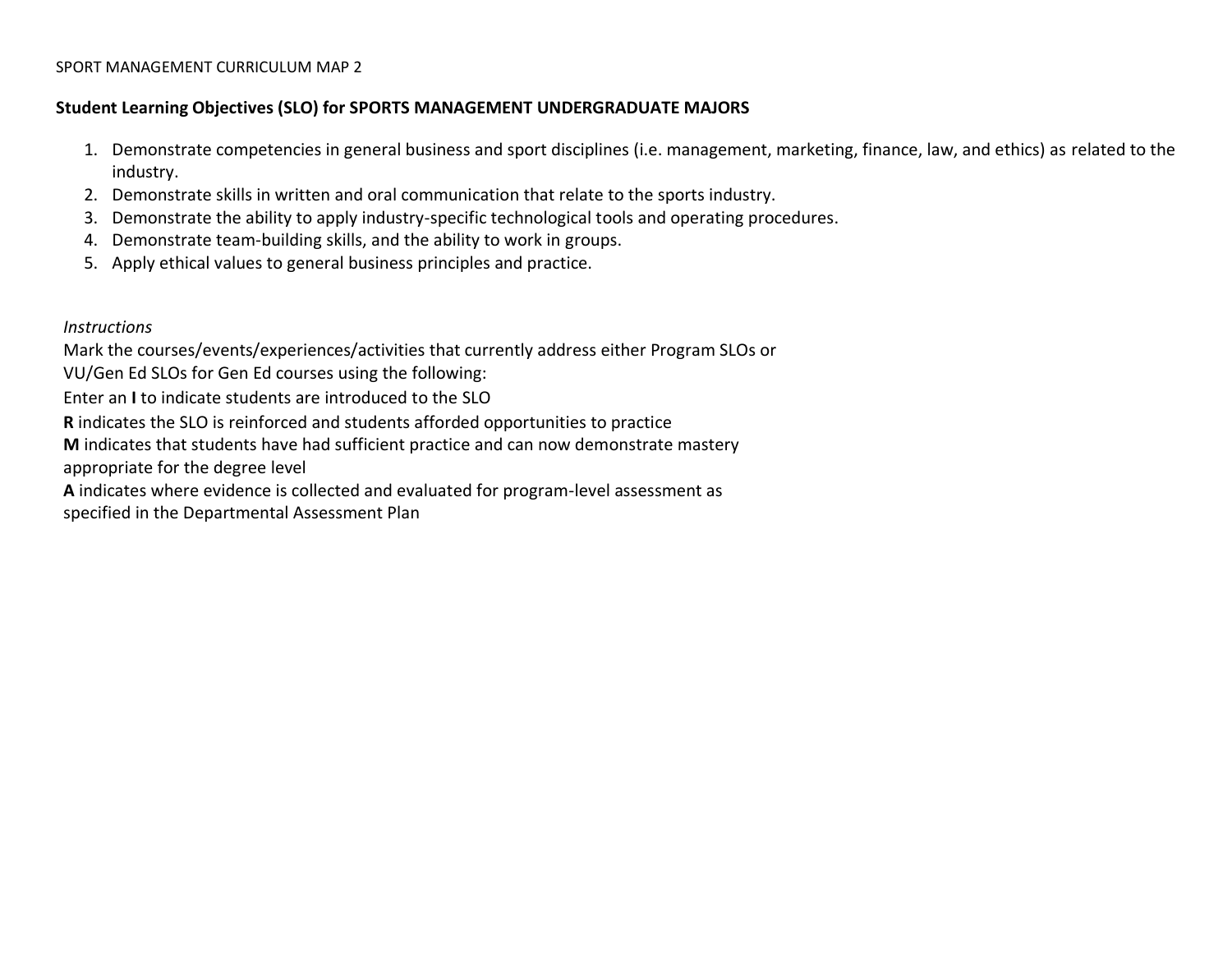SPORT MANAGEMENT CURRICULUM MAP 2

**Student Learning Objectives (SLO) for SPORTS MANAGEMENT UNDERGRADUATE MAJORS**

1. Demonstrate competencies in general business and sport disciplines (i.e. management, marketing, finance, law, and ethics) as related to the industry.
2. Demonstrate skills in written and oral communication that relate to the sports industry.
3. Demonstrate the ability to apply industry-specific technological tools and operating procedures.
4. Demonstrate team-building skills, and the ability to work in groups.
5. Apply ethical values to general business principles and practice.

*Instructions*

Mark the courses/events/experiences/activities that currently address either Program SLOs or VU/Gen Ed SLOs for Gen Ed courses using the following:

Enter an **I** to indicate students are introduced to the SLO

**R** indicates the SLO is reinforced and students afforded opportunities to practice

**M** indicates that students have had sufficient practice and can now demonstrate mastery appropriate for the degree level

**A** indicates where evidence is collected and evaluated for program-level assessment as specified in the Departmental Assessment Plan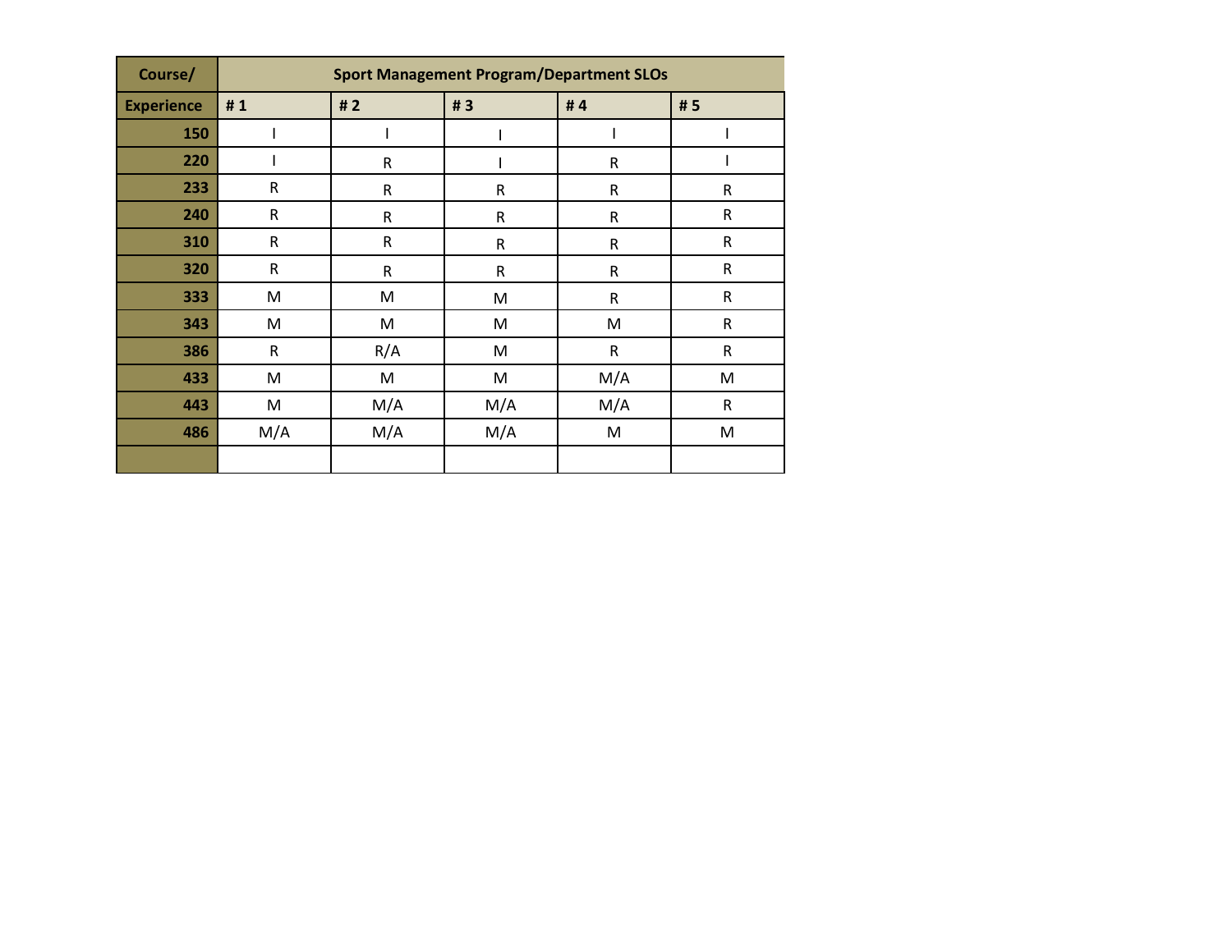| Course/ | Sport Management Program/Department SLOs | | | | |
|---|---|---|---|---|---|
| Experience | # 1 | # 2 | # 3 | # 4 | # 5 |
| 150 | I | I | I | I | I |
| 220 | I | R | I | R | I |
| 233 | R | R | R | R | R |
| 240 | R | R | R | R | R |
| 310 | R | R | R | R | R |
| 320 | R | R | R | R | R |
| 333 | M | M | M | R | R |
| 343 | M | M | M | M | R |
| 386 | R | R/A | M | R | R |
| 433 | M | M | M | M/A | M |
| 443 | M | M/A | M/A | M/A | R |
| 486 | M/A | M/A | M/A | M | M |
| | | | | | |